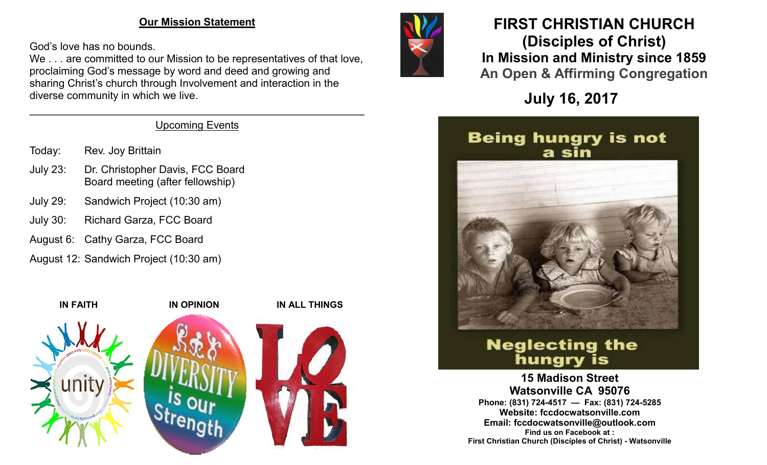## Our Mission Statement

God's love has no bounds.
We . . . are committed to our Mission to be representatives of that love, proclaiming God's message by word and deed and growing and sharing Christ's church through Involvement and interaction in the diverse community in which we live.

---

## Upcoming Events

| | |
|---|---|
| Today: | Rev. Joy Brittain |
| July 23: | Dr. Christopher Davis, FCC Board Board meeting (after fellowship) |
| July 29: | Sandwich Project (10:30 am) |
| July 30: | Richard Garza, FCC Board |
| August 6: | Cathy Garza, FCC Board |
| August 12: | Sandwich Project (10:30 am) |

**IN FAITH** **IN OPINION** **IN ALL THINGS**

# FIRST CHRISTIAN CHURCH
# (Disciples of Christ)
## In Mission and Ministry since 1859
## An Open & Affirming Congregation

## July 16, 2017

Being hungry is not a sin

Neglecting the hungry is

**15 Madison Street**
**Watsonville CA 95076**
**Phone: (831) 724-4517 — Fax: (831) 724-5285**
**Website: fccdocwatsonville.com**
**Email: fccdocwatsonville@outlook.com**
**Find us on Facebook at :**
**First Christian Church (Disciples of Christ) - Watsonville**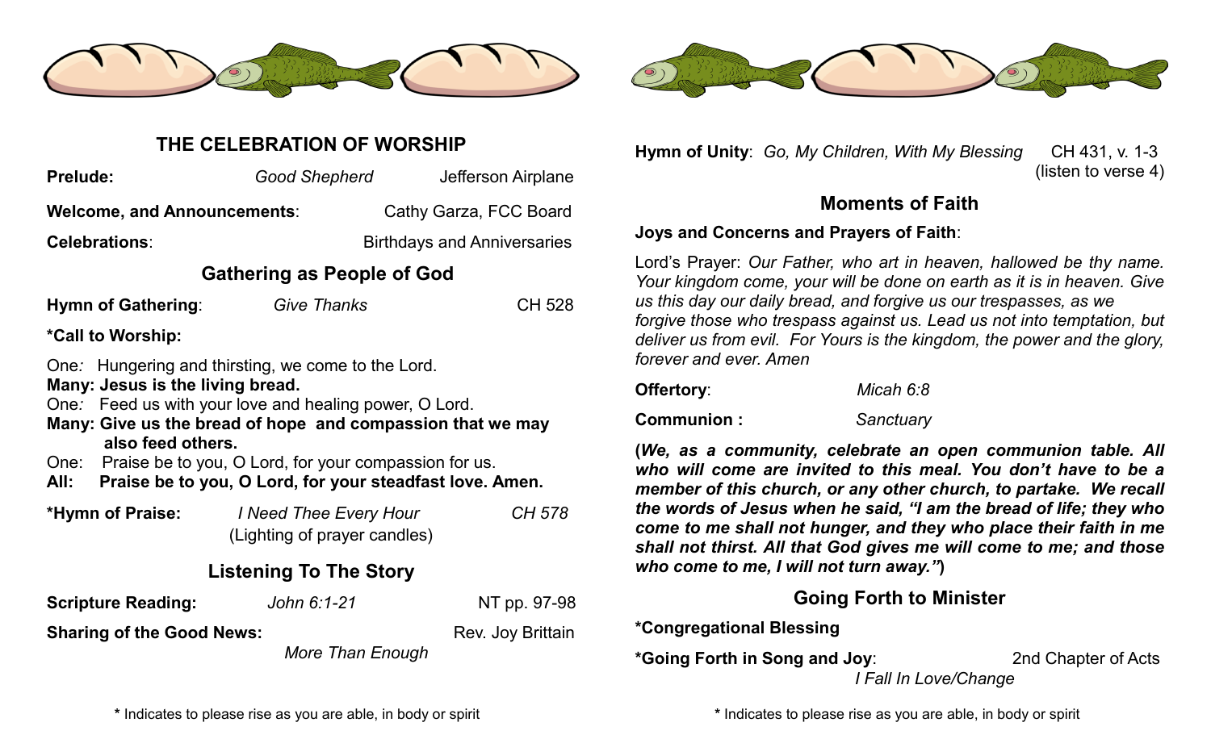## THE CELEBRATION OF WORSHIP

**Prelude:** *Good Shepherd* Jefferson Airplane

**Welcome, and Announcements**: Cathy Garza, FCC Board

**Celebrations**: Birthdays and Anniversaries

### Gathering as People of God

**Hymn of Gathering**: *Give Thanks* CH 528

***Call to Worship:**

One*:* Hungering and thirsting, we come to the Lord.
**Many: Jesus is the living bread.**
One*:* Feed us with your love and healing power, O Lord.
**Many: Give us the bread of hope and compassion that we may also feed others.**
One: Praise be to you, O Lord, for your compassion for us.
**All: Praise be to you, O Lord, for your steadfast love. Amen.**

***Hymn of Praise:** *I Need Thee Every Hour* *CH 578*
(Lighting of prayer candles)

### Listening To The Story

**Scripture Reading:** *John 6:1-21* NT pp. 97-98

**Sharing of the Good News:** Rev. Joy Brittain
*More Than Enough*

\* Indicates to please rise as you are able, in body or spirit

**Hymn of Unity**: *Go, My Children, With My Blessing* CH 431, v. 1-3 (listen to verse 4)

### Moments of Faith

**Joys and Concerns and Prayers of Faith**:

Lord's Prayer: *Our Father, who art in heaven, hallowed be thy name. Your kingdom come, your will be done on earth as it is in heaven. Give us this day our daily bread, and forgive us our trespasses, as we forgive those who trespass against us. Lead us not into temptation, but deliver us from evil. For Yours is the kingdom, the power and the glory, forever and ever. Amen*

**Offertory**: *Micah 6:8*

**Communion :** *Sanctuary*

**(*We, as a community, celebrate an open communion table. All who will come are invited to this meal. You don't have to be a member of this church, or any other church, to partake. We recall the words of Jesus when he said, "I am the bread of life; they who come to me shall not hunger, and they who place their faith in me shall not thirst. All that God gives me will come to me; and those who come to me, I will not turn away."*)**

### Going Forth to Minister

***Congregational Blessing**

***Going Forth in Song and Joy**: 2nd Chapter of Acts
*I Fall In Love/Change*

\* Indicates to please rise as you are able, in body or spirit